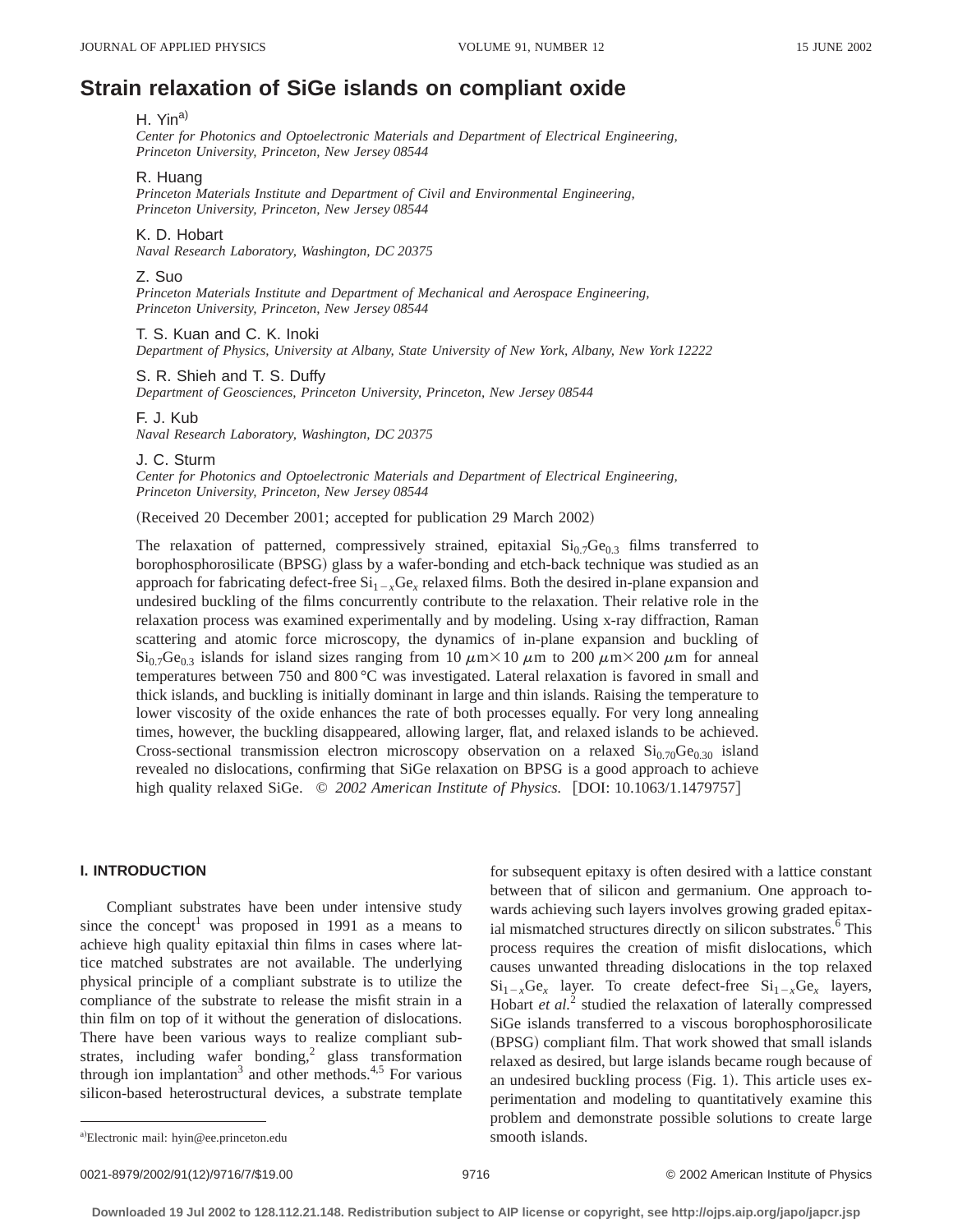# Strain relaxation of SiGe islands on compliant oxide

H. Yin[a)]
*Center for Photonics and Optoelectronic Materials and Department of Electrical Engineering, Princeton University, Princeton, New Jersey 08544*

R. Huang
*Princeton Materials Institute and Department of Civil and Environmental Engineering, Princeton University, Princeton, New Jersey 08544*

K. D. Hobart
*Naval Research Laboratory, Washington, DC 20375*

Z. Suo
*Princeton Materials Institute and Department of Mechanical and Aerospace Engineering, Princeton University, Princeton, New Jersey 08544*

T. S. Kuan and C. K. Inoki
*Department of Physics, University at Albany, State University of New York, Albany, New York 12222*

S. R. Shieh and T. S. Duffy
*Department of Geosciences, Princeton University, Princeton, New Jersey 08544*

F. J. Kub
*Naval Research Laboratory, Washington, DC 20375*

J. C. Sturm
*Center for Photonics and Optoelectronic Materials and Department of Electrical Engineering, Princeton University, Princeton, New Jersey 08544*

(Received 20 December 2001; accepted for publication 29 March 2002)

The relaxation of patterned, compressively strained, epitaxial $Si_{0.7}Ge_{0.3}$ films transferred to borophosphorosilicate (BPSG) glass by a wafer-bonding and etch-back technique was studied as an approach for fabricating defect-free $Si_{1-x}Ge_x$ relaxed films. Both the desired in-plane expansion and undesired buckling of the films concurrently contribute to the relaxation. Their relative role in the relaxation process was examined experimentally and by modeling. Using x-ray diffraction, Raman scattering and atomic force microscopy, the dynamics of in-plane expansion and buckling of $Si_{0.7}Ge_{0.3}$ islands for island sizes ranging from 10 $\mu$m×10 $\mu$m to 200 $\mu$m×200 $\mu$m for anneal temperatures between 750 and 800 °C was investigated. Lateral relaxation is favored in small and thick islands, and buckling is initially dominant in large and thin islands. Raising the temperature to lower viscosity of the oxide enhances the rate of both processes equally. For very long annealing times, however, the buckling disappeared, allowing larger, flat, and relaxed islands to be achieved. Cross-sectional transmission electron microscopy observation on a relaxed $Si_{0.70}Ge_{0.30}$ island revealed no dislocations, confirming that SiGe relaxation on BPSG is a good approach to achieve high quality relaxed SiGe. © *2002 American Institute of Physics.* [DOI: 10.1063/1.1479757]

## I. INTRODUCTION

Compliant substrates have been under intensive study since the concept[1] was proposed in 1991 as a means to achieve high quality epitaxial thin films in cases where lattice matched substrates are not available. The underlying physical principle of a compliant substrate is to utilize the compliance of the substrate to release the misfit strain in a thin film on top of it without the generation of dislocations. There have been various ways to realize compliant substrates, including wafer bonding,[2] glass transformation through ion implantation[3] and other methods.[4,5] For various silicon-based heterostructural devices, a substrate template for subsequent epitaxy is often desired with a lattice constant between that of silicon and germanium. One approach towards achieving such layers involves growing graded epitaxial mismatched structures directly on silicon substrates.[6] This process requires the creation of misfit dislocations, which causes unwanted threading dislocations in the top relaxed $Si_{1-x}Ge_x$ layer. To create defect-free $Si_{1-x}Ge_x$ layers, Hobart *et al.*[2] studied the relaxation of laterally compressed SiGe islands transferred to a viscous borophosphorosilicate (BPSG) compliant film. That work showed that small islands relaxed as desired, but large islands became rough because of an undesired buckling process (Fig. 1). This article uses experimentation and modeling to quantitatively examine this problem and demonstrate possible solutions to create large smooth islands.

[a)]Electronic mail: hyin@ee.princeton.edu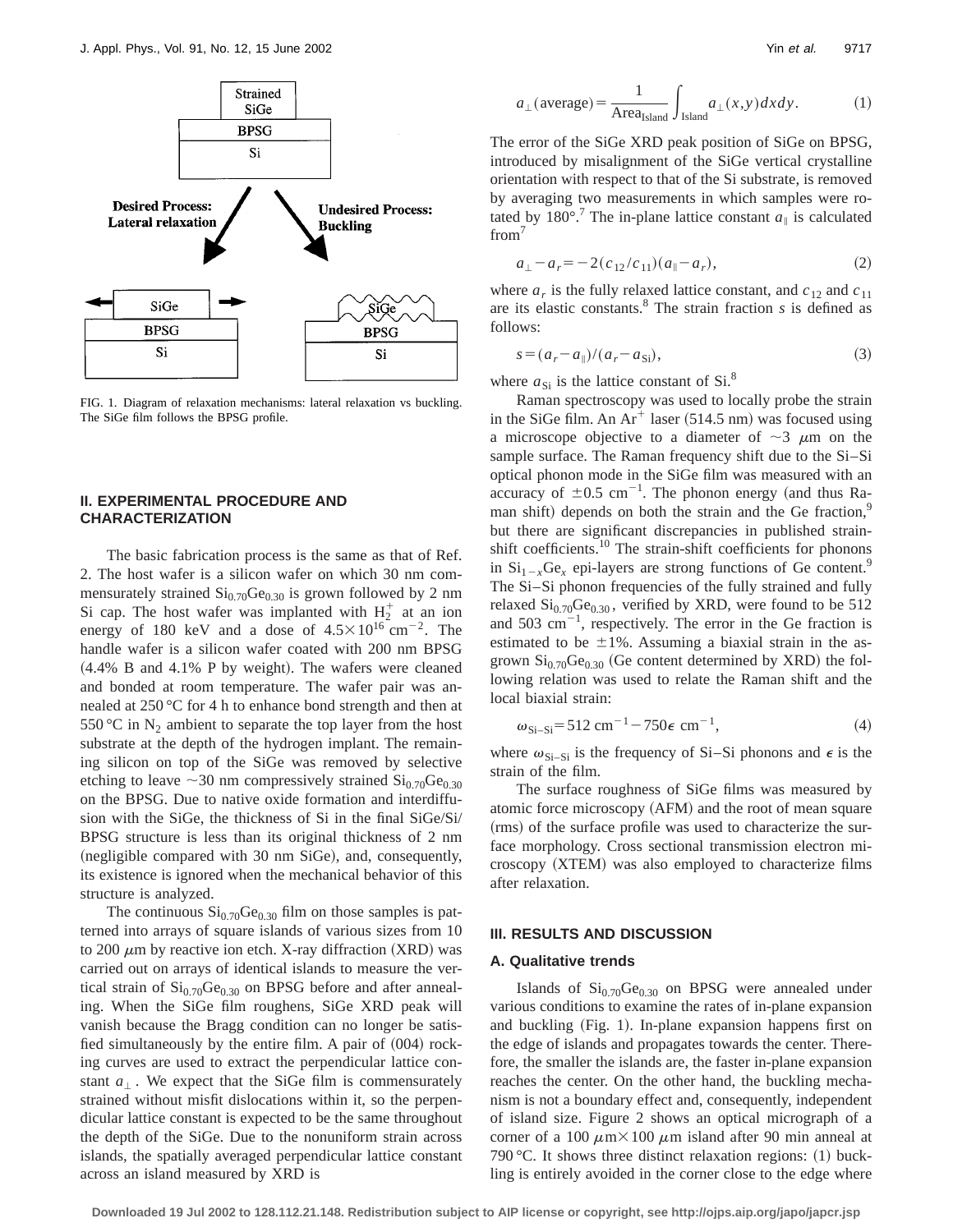FIG. 1. Diagram of relaxation mechanisms: lateral relaxation vs buckling. The SiGe film follows the BPSG profile.

## II. EXPERIMENTAL PROCEDURE AND CHARACTERIZATION

The basic fabrication process is the same as that of Ref. 2. The host wafer is a silicon wafer on which 30 nm commensurately strained $Si_{0.70}Ge_{0.30}$ is grown followed by 2 nm Si cap. The host wafer was implanted with $H_2^+$ at an ion energy of 180 keV and a dose of $4.5\times10^{16}\ cm^{-2}$. The handle wafer is a silicon wafer coated with 200 nm BPSG (4.4% B and 4.1% P by weight). The wafers were cleaned and bonded at room temperature. The wafer pair was annealed at 250 °C for 4 h to enhance bond strength and then at 550 °C in $N_2$ ambient to separate the top layer from the host substrate at the depth of the hydrogen implant. The remaining silicon on top of the SiGe was removed by selective etching to leave ~30 nm compressively strained $Si_{0.70}Ge_{0.30}$ on the BPSG. Due to native oxide formation and interdiffusion with the SiGe, the thickness of Si in the final SiGe/Si/BPSG structure is less than its original thickness of 2 nm (negligible compared with 30 nm SiGe), and, consequently, its existence is ignored when the mechanical behavior of this structure is analyzed.

The continuous $Si_{0.70}Ge_{0.30}$ film on those samples is patterned into arrays of square islands of various sizes from 10 to 200 μm by reactive ion etch. X-ray diffraction (XRD) was carried out on arrays of identical islands to measure the vertical strain of $Si_{0.70}Ge_{0.30}$ on BPSG before and after annealing. When the SiGe film roughens, SiGe XRD peak will vanish because the Bragg condition can no longer be satisfied simultaneously by the entire film. A pair of (004) rocking curves are used to extract the perpendicular lattice constant $a_\perp$. We expect that the SiGe film is commensurately strained without misfit dislocations within it, so the perpendicular lattice constant is expected to be the same throughout the depth of the SiGe. Due to the nonuniform strain across islands, the spatially averaged perpendicular lattice constant across an island measured by XRD is

$$a_\perp(\text{average}) = \frac{1}{\text{Area}_{\text{Island}}}\int_{\text{Island}} a_\perp(x,y)\,dx\,dy. \tag{1}$$

The error of the SiGe XRD peak position of SiGe on BPSG, introduced by misalignment of the SiGe vertical crystalline orientation with respect to that of the Si substrate, is removed by averaging two measurements in which samples were rotated by 180°.[7] The in-plane lattice constant $a_\parallel$ is calculated from[7]

$$a_\perp - a_r = -2(c_{12}/c_{11})(a_\parallel - a_r), \tag{2}$$

where $a_r$ is the fully relaxed lattice constant, and $c_{12}$ and $c_{11}$ are its elastic constants.[8] The strain fraction $s$ is defined as follows:

$$s = (a_r - a_\parallel)/(a_r - a_{Si}), \tag{3}$$

where $a_{Si}$ is the lattice constant of Si.[8]

Raman spectroscopy was used to locally probe the strain in the SiGe film. An $Ar^+$ laser (514.5 nm) was focused using a microscope objective to a diameter of ~3 μm on the sample surface. The Raman frequency shift due to the Si–Si optical phonon mode in the SiGe film was measured with an accuracy of ±0.5 $cm^{-1}$. The phonon energy (and thus Raman shift) depends on both the strain and the Ge fraction,[9] but there are significant discrepancies in published strain-shift coefficients.[10] The strain-shift coefficients for phonons in $Si_{1-x}Ge_x$ epi-layers are strong functions of Ge content.[9] The Si–Si phonon frequencies of the fully strained and fully relaxed $Si_{0.70}Ge_{0.30}$, verified by XRD, were found to be 512 and 503 $cm^{-1}$, respectively. The error in the Ge fraction is estimated to be ±1%. Assuming a biaxial strain in the as-grown $Si_{0.70}Ge_{0.30}$ (Ge content determined by XRD) the following relation was used to relate the Raman shift and the local biaxial strain:

$$\omega_{Si-Si} = 512\ cm^{-1} - 750\epsilon\ cm^{-1}, \tag{4}$$

where $\omega_{Si-Si}$ is the frequency of Si–Si phonons and $\epsilon$ is the strain of the film.

The surface roughness of SiGe films was measured by atomic force microscopy (AFM) and the root of mean square (rms) of the surface profile was used to characterize the surface morphology. Cross sectional transmission electron microscopy (XTEM) was also employed to characterize films after relaxation.

## III. RESULTS AND DISCUSSION

### A. Qualitative trends

Islands of $Si_{0.70}Ge_{0.30}$ on BPSG were annealed under various conditions to examine the rates of in-plane expansion and buckling (Fig. 1). In-plane expansion happens first on the edge of islands and propagates towards the center. Therefore, the smaller the islands are, the faster in-plane expansion reaches the center. On the other hand, the buckling mechanism is not a boundary effect and, consequently, independent of island size. Figure 2 shows an optical micrograph of a corner of a 100 μm×100 μm island after 90 min anneal at 790 °C. It shows three distinct relaxation regions: (1) buckling is entirely avoided in the corner close to the edge where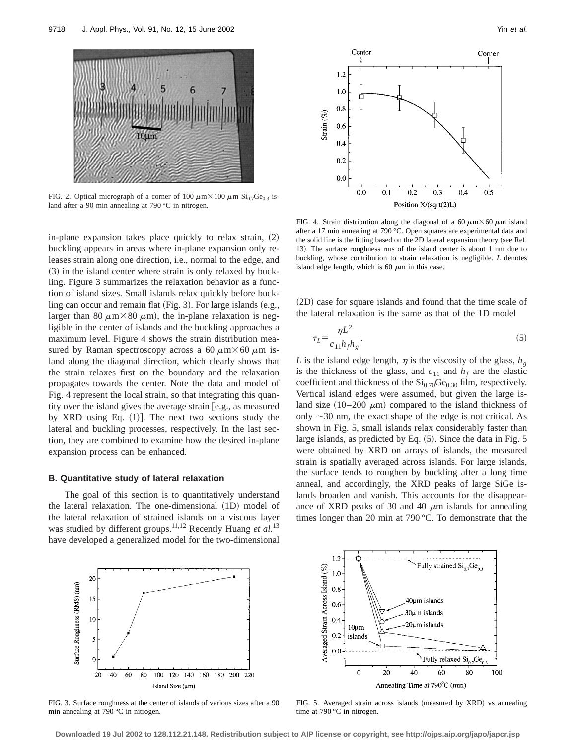FIG. 2. Optical micrograph of a corner of 100 $\mu$m$\times$100 $\mu$m $Si_{0.7}Ge_{0.3}$ island after a 90 min annealing at 790 °C in nitrogen.

FIG. 4. Strain distribution along the diagonal of a 60 $\mu$m$\times$60 $\mu$m island after a 17 min annealing at 790 °C. Open squares are experimental data and the solid line is the fitting based on the 2D lateral expansion theory (see Ref. 13). The surface roughness rms of the island center is about 1 nm due to buckling, whose contribution to strain relaxation is negligible. $L$ denotes island edge length, which is 60 $\mu$m in this case.

in-plane expansion takes place quickly to relax strain, (2) buckling appears in areas where in-plane expansion only releases strain along one direction, i.e., normal to the edge, and (3) in the island center where strain is only relaxed by buckling. Figure 3 summarizes the relaxation behavior as a function of island sizes. Small islands relax quickly before buckling can occur and remain flat (Fig. 3). For large islands (e.g., larger than 80 $\mu$m$\times$80 $\mu$m), the in-plane relaxation is negligible in the center of islands and the buckling approaches a maximum level. Figure 4 shows the strain distribution measured by Raman spectroscopy across a 60 $\mu$m$\times$60 $\mu$m island along the diagonal direction, which clearly shows that the strain relaxes first on the boundary and the relaxation propagates towards the center. Note the data and model of Fig. 4 represent the local strain, so that integrating this quantity over the island gives the average strain [e.g., as measured by XRD using Eq. (1)]. The next two sections study the lateral and buckling processes, respectively. In the last section, they are combined to examine how the desired in-plane expansion process can be enhanced.

### B. Quantitative study of lateral relaxation

The goal of this section is to quantitatively understand the lateral relaxation. The one-dimensional (1D) model of the lateral relaxation of strained islands on a viscous layer was studied by different groups.[11,12] Recently Huang *et al.*[13] have developed a generalized model for the two-dimensional (2D) case for square islands and found that the time scale of the lateral relaxation is the same as that of the 1D model

$$\tau_L = \frac{\eta L^2}{c_{11} h_f h_g}. \tag{5}$$

$L$ is the island edge length, $\eta$ is the viscosity of the glass, $h_g$ is the thickness of the glass, and $c_{11}$ and $h_f$ are the elastic coefficient and thickness of the $Si_{0.70}Ge_{0.30}$ film, respectively. Vertical island edges were assumed, but given the large island size (10–200 $\mu$m) compared to the island thickness of only ~30 nm, the exact shape of the edge is not critical. As shown in Fig. 5, small islands relax considerably faster than large islands, as predicted by Eq. (5). Since the data in Fig. 5 were obtained by XRD on arrays of islands, the measured strain is spatially averaged across islands. For large islands, the surface tends to roughen by buckling after a long time anneal, and accordingly, the XRD peaks of large SiGe islands broaden and vanish. This accounts for the disappearance of XRD peaks of 30 and 40 $\mu$m islands for annealing times longer than 20 min at 790 °C. To demonstrate that the

FIG. 3. Surface roughness at the center of islands of various sizes after a 90 min annealing at 790 °C in nitrogen.

FIG. 5. Averaged strain across islands (measured by XRD) vs annealing time at 790 °C in nitrogen.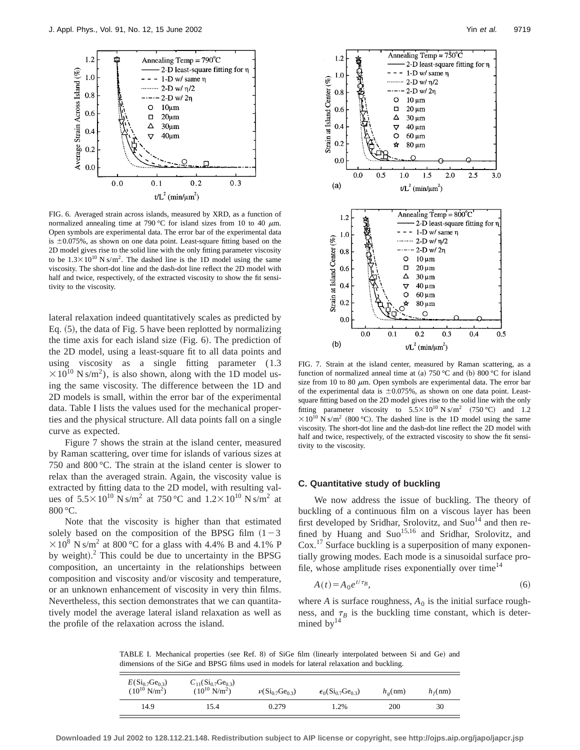FIG. 6. Averaged strain across islands, measured by XRD, as a function of normalized annealing time at 790 °C for island sizes from 10 to 40 $\mu$m. Open symbols are experimental data. The error bar of the experimental data is $\pm 0.075\%$, as shown on one data point. Least-square fitting based on the 2D model gives rise to the solid line with the only fitting parameter viscosity to be $1.3 \times 10^{10}$ N s/m$^2$. The dashed line is the 1D model using the same viscosity. The short-dot line and the dash-dot line reflect the 2D model with half and twice, respectively, of the extracted viscosity to show the fit sensitivity to the viscosity.

FIG. 7. Strain at the island center, measured by Raman scattering, as a function of normalized anneal time at (a) 750 °C and (b) 800 °C for island size from 10 to 80 $\mu$m. Open symbols are experimental data. The error bar of the experimental data is $\pm 0.075\%$, as shown on one data point. Least-square fitting based on the 2D model gives rise to the solid line with the only fitting parameter viscosity to $5.5 \times 10^{10}$ N s/m$^2$ (750 °C) and $1.2 \times 10^{10}$ N s/m$^2$ (800 °C). The dashed line is the 1D model using the same viscosity. The short-dot line and the dash-dot line reflect the 2D model with half and twice, respectively, of the extracted viscosity to show the fit sensitivity to the viscosity.

lateral relaxation indeed quantitatively scales as predicted by Eq. (5), the data of Fig. 5 have been replotted by normalizing the time axis for each island size (Fig. 6). The prediction of the 2D model, using a least-square fit to all data points and using viscosity as a single fitting parameter ($1.3 \times 10^{10}$ N s/m$^2$), is also shown, along with the 1D model using the same viscosity. The difference between the 1D and 2D models is small, within the error bar of the experimental data. Table I lists the values used for the mechanical properties and the physical structure. All data points fall on a single curve as expected.

Figure 7 shows the strain at the island center, measured by Raman scattering, over time for islands of various sizes at 750 and 800 °C. The strain at the island center is slower to relax than the averaged strain. Again, the viscosity value is extracted by fitting data to the 2D model, with resulting values of $5.5 \times 10^{10}$ N s/m$^2$ at 750 °C and $1.2 \times 10^{10}$ N s/m$^2$ at 800 °C.

Note that the viscosity is higher than that estimated solely based on the composition of the BPSG film ($1-3 \times 10^{8}$ N s/m$^2$ at 800 °C for a glass with 4.4% B and 4.1% P by weight).[2] This could be due to uncertainty in the BPSG composition, an uncertainty in the relationships between composition and viscosity and/or viscosity and temperature, or an unknown enhancement of viscosity in very thin films. Nevertheless, this section demonstrates that we can quantitatively model the average lateral island relaxation as well as the profile of the relaxation across the island.

### C. Quantitative study of buckling

We now address the issue of buckling. The theory of buckling of a continuous film on a viscous layer has been first developed by Sridhar, Srolovitz, and Suo[14] and then refined by Huang and Suo[15,16] and Sridhar, Srolovitz, and Cox.[17] Surface buckling is a superposition of many exponentially growing modes. Each mode is a sinusoidal surface profile, whose amplitude rises exponentially over time[14]

$$A(t) = A_0 e^{t/\tau_B}, \tag{6}$$

where $A$ is surface roughness, $A_0$ is the initial surface roughness, and $\tau_B$ is the buckling time constant, which is determined by[14]

TABLE I. Mechanical properties (see Ref. 8) of SiGe film (linearly interpolated between Si and Ge) and dimensions of the SiGe and BPSG films used in models for lateral relaxation and buckling.

| $E(Si_{0.7}Ge_{0.3})$ ($10^{10}$ N/m$^2$) | $C_{11}(Si_{0.7}Ge_{0.3})$ ($10^{10}$ N/m$^2$) | $\nu(Si_{0.7}Ge_{0.3})$ | $\epsilon_0(Si_{0.7}Ge_{0.3})$ | $h_g$(nm) | $h_f$(nm) |
|---|---|---|---|---|---|
| 14.9 | 15.4 | 0.279 | 1.2% | 200 | 30 |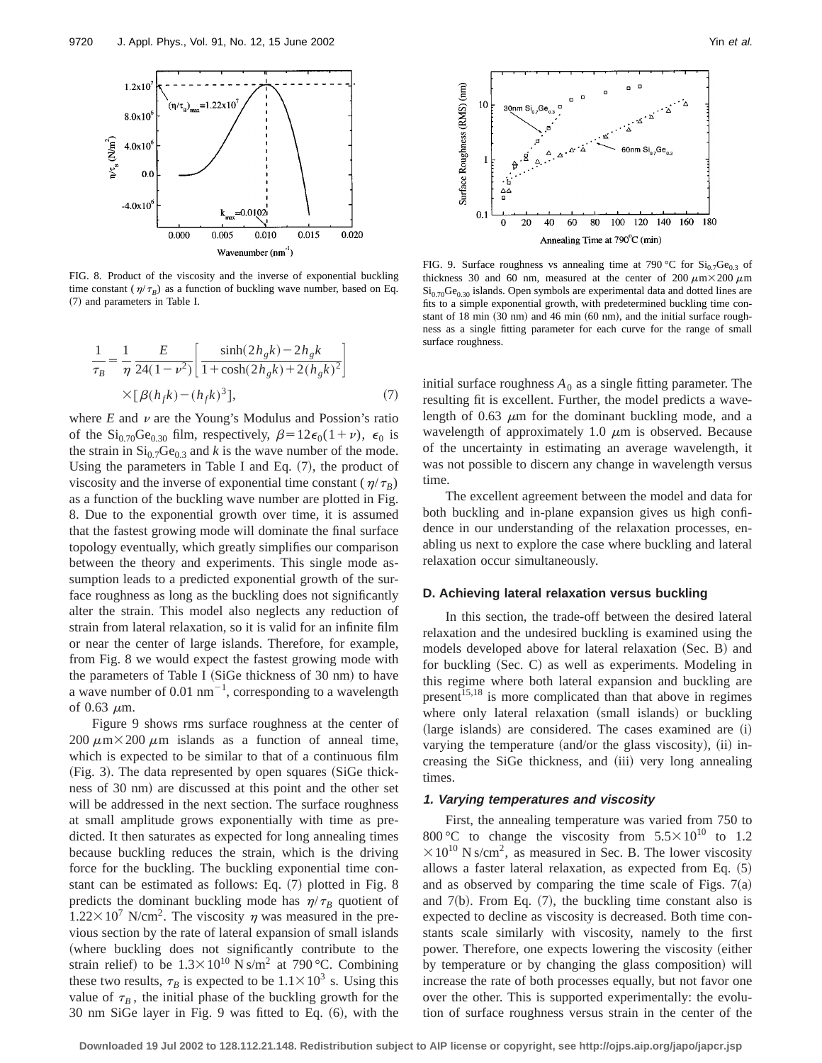FIG. 8. Product of the viscosity and the inverse of exponential buckling time constant ($\eta/\tau_B$) as a function of buckling wave number, based on Eq. (7) and parameters in Table I.

FIG. 9. Surface roughness vs annealing time at 790 °C for $Si_{0.7}Ge_{0.3}$ of thickness 30 and 60 nm, measured at the center of 200 $\mu$m$\times$200 $\mu$m $Si_{0.70}Ge_{0.30}$ islands. Open symbols are experimental data and dotted lines are fits to a simple exponential growth, with predetermined buckling time constant of 18 min (30 nm) and 46 min (60 nm), and the initial surface roughness as a single fitting parameter for each curve for the range of small surface roughness.

$$\frac{1}{\tau_B}=\frac{1}{\eta}\frac{E}{24(1-\nu^2)}\left[\frac{\sinh(2h_gk)-2h_gk}{1+\cosh(2h_gk)+2(h_gk)^2}\right]\times[\beta(h_fk)-(h_fk)^3], \tag{7}$$

where $E$ and $\nu$ are the Young's Modulus and Possion's ratio of the $Si_{0.70}Ge_{0.30}$ film, respectively, $\beta=12\epsilon_0(1+\nu)$, $\epsilon_0$ is the strain in $Si_{0.7}Ge_{0.3}$ and $k$ is the wave number of the mode. Using the parameters in Table I and Eq. (7), the product of viscosity and the inverse of exponential time constant ($\eta/\tau_B$) as a function of the buckling wave number are plotted in Fig. 8. Due to the exponential growth over time, it is assumed that the fastest growing mode will dominate the final surface topology eventually, which greatly simplifies our comparison between the theory and experiments. This single mode assumption leads to a predicted exponential growth of the surface roughness as long as the buckling does not significantly alter the strain. This model also neglects any reduction of strain from lateral relaxation, so it is valid for an infinite film or near the center of large islands. Therefore, for example, from Fig. 8 we would expect the fastest growing mode with the parameters of Table I (SiGe thickness of 30 nm) to have a wave number of 0.01 $nm^{-1}$, corresponding to a wavelength of 0.63 $\mu$m.

Figure 9 shows rms surface roughness at the center of 200 $\mu$m$\times$200 $\mu$m islands as a function of anneal time, which is expected to be similar to that of a continuous film (Fig. 3). The data represented by open squares (SiGe thickness of 30 nm) are discussed at this point and the other set will be addressed in the next section. The surface roughness at small amplitude grows exponentially with time as predicted. It then saturates as expected for long annealing times because buckling reduces the strain, which is the driving force for the buckling. The buckling exponential time constant can be estimated as follows: Eq. (7) plotted in Fig. 8 predicts the dominant buckling mode has $\eta/\tau_B$ quotient of $1.22\times10^7$ N/cm$^2$. The viscosity $\eta$ was measured in the previous section by the rate of lateral expansion of small islands (where buckling does not significantly contribute to the strain relief) to be $1.3\times10^{10}$ N s/m$^2$ at 790 °C. Combining these two results, $\tau_B$ is expected to be $1.1\times10^3$ s. Using this value of $\tau_B$, the initial phase of the buckling growth for the 30 nm SiGe layer in Fig. 9 was fitted to Eq. (6), with the initial surface roughness $A_0$ as a single fitting parameter. The resulting fit is excellent. Further, the model predicts a wavelength of 0.63 $\mu$m for the dominant buckling mode, and a wavelength of approximately 1.0 $\mu$m is observed. Because of the uncertainty in estimating an average wavelength, it was not possible to discern any change in wavelength versus time.

The excellent agreement between the model and data for both buckling and in-plane expansion gives us high confidence in our understanding of the relaxation processes, enabling us next to explore the case where buckling and lateral relaxation occur simultaneously.

### D. Achieving lateral relaxation versus buckling

In this section, the trade-off between the desired lateral relaxation and the undesired buckling is examined using the models developed above for lateral relaxation (Sec. B) and for buckling (Sec. C) as well as experiments. Modeling in this regime where both lateral expansion and buckling are present[15,18] is more complicated than that above in regimes where only lateral relaxation (small islands) or buckling (large islands) are considered. The cases examined are (i) varying the temperature (and/or the glass viscosity), (ii) increasing the SiGe thickness, and (iii) very long annealing times.

#### 1. Varying temperatures and viscosity

First, the annealing temperature was varied from 750 to 800 °C to change the viscosity from $5.5\times10^{10}$ to $1.2\times10^{10}$ N s/cm$^2$, as measured in Sec. B. The lower viscosity allows a faster lateral relaxation, as expected from Eq. (5) and as observed by comparing the time scale of Figs. 7(a) and 7(b). From Eq. (7), the buckling time constant also is expected to decline as viscosity is decreased. Both time constants scale similarly with viscosity, namely to the first power. Therefore, one expects lowering the viscosity (either by temperature or by changing the glass composition) will increase the rate of both processes equally, but not favor one over the other. This is supported experimentally: the evolution of surface roughness versus strain in the center of the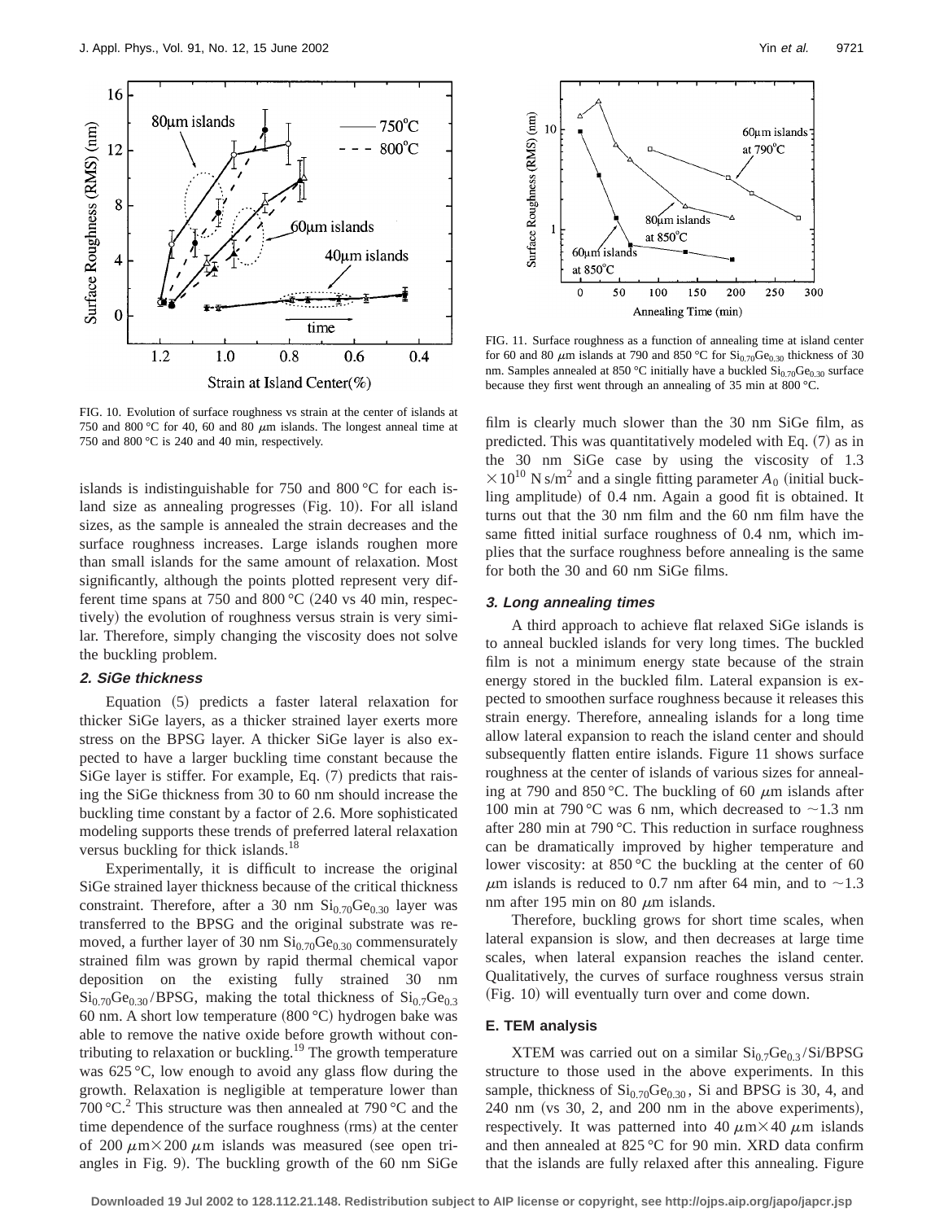FIG. 10. Evolution of surface roughness vs strain at the center of islands at 750 and 800 °C for 40, 60 and 80 $\mu$m islands. The longest anneal time at 750 and 800 °C is 240 and 40 min, respectively.

islands is indistinguishable for 750 and 800 °C for each island size as annealing progresses (Fig. 10). For all island sizes, as the sample is annealed the strain decreases and the surface roughness increases. Large islands roughen more than small islands for the same amount of relaxation. Most significantly, although the points plotted represent very different time spans at 750 and 800 °C (240 vs 40 min, respectively) the evolution of roughness versus strain is very similar. Therefore, simply changing the viscosity does not solve the buckling problem.

### 2. SiGe thickness

Equation (5) predicts a faster lateral relaxation for thicker SiGe layers, as a thicker strained layer exerts more stress on the BPSG layer. A thicker SiGe layer is also expected to have a larger buckling time constant because the SiGe layer is stiffer. For example, Eq. (7) predicts that raising the SiGe thickness from 30 to 60 nm should increase the buckling time constant by a factor of 2.6. More sophisticated modeling supports these trends of preferred lateral relaxation versus buckling for thick islands.[18]

Experimentally, it is difficult to increase the original SiGe strained layer thickness because of the critical thickness constraint. Therefore, after a 30 nm $Si_{0.70}Ge_{0.30}$ layer was transferred to the BPSG and the original substrate was removed, a further layer of 30 nm $Si_{0.70}Ge_{0.30}$ commensurately strained film was grown by rapid thermal chemical vapor deposition on the existing fully strained 30 nm $Si_{0.70}Ge_{0.30}$/BPSG, making the total thickness of $Si_{0.7}Ge_{0.3}$ 60 nm. A short low temperature (800 °C) hydrogen bake was able to remove the native oxide before growth without contributing to relaxation or buckling.[19] The growth temperature was 625 °C, low enough to avoid any glass flow during the growth. Relaxation is negligible at temperature lower than 700 °C.[2] This structure was then annealed at 790 °C and the time dependence of the surface roughness (rms) at the center of 200 $\mu$m×200 $\mu$m islands was measured (see open triangles in Fig. 9). The buckling growth of the 60 nm SiGe film is clearly much slower than the 30 nm SiGe film, as predicted. This was quantitatively modeled with Eq. (7) as in the 30 nm SiGe case by using the viscosity of $1.3\times10^{10}$ N s/m$^2$ and a single fitting parameter $A_0$ (initial buckling amplitude) of 0.4 nm. Again a good fit is obtained. It turns out that the 30 nm film and the 60 nm film have the same fitted initial surface roughness of 0.4 nm, which implies that the surface roughness before annealing is the same for both the 30 and 60 nm SiGe films.

FIG. 11. Surface roughness as a function of annealing time at island center for 60 and 80 $\mu$m islands at 790 and 850 °C for $Si_{0.70}Ge_{0.30}$ thickness of 30 nm. Samples annealed at 850 °C initially have a buckled $Si_{0.70}Ge_{0.30}$ surface because they first went through an annealing of 35 min at 800 °C.

### 3. Long annealing times

A third approach to achieve flat relaxed SiGe islands is to anneal buckled islands for very long times. The buckled film is not a minimum energy state because of the strain energy stored in the buckled film. Lateral expansion is expected to smoothen surface roughness because it releases this strain energy. Therefore, annealing islands for a long time allow lateral expansion to reach the island center and should subsequently flatten entire islands. Figure 11 shows surface roughness at the center of islands of various sizes for annealing at 790 and 850 °C. The buckling of 60 $\mu$m islands after 100 min at 790 °C was 6 nm, which decreased to ~1.3 nm after 280 min at 790 °C. This reduction in surface roughness can be dramatically improved by higher temperature and lower viscosity: at 850 °C the buckling at the center of 60 $\mu$m islands is reduced to 0.7 nm after 64 min, and to ~1.3 nm after 195 min on 80 $\mu$m islands.

Therefore, buckling grows for short time scales, when lateral expansion is slow, and then decreases at large time scales, when lateral expansion reaches the island center. Qualitatively, the curves of surface roughness versus strain (Fig. 10) will eventually turn over and come down.

## E. TEM analysis

XTEM was carried out on a similar $Si_{0.7}Ge_{0.3}$/Si/BPSG structure to those used in the above experiments. In this sample, thickness of $Si_{0.70}Ge_{0.30}$, Si and BPSG is 30, 4, and 240 nm (vs 30, 2, and 200 nm in the above experiments), respectively. It was patterned into 40 $\mu$m×40 $\mu$m islands and then annealed at 825 °C for 90 min. XRD data confirm that the islands are fully relaxed after this annealing. Figure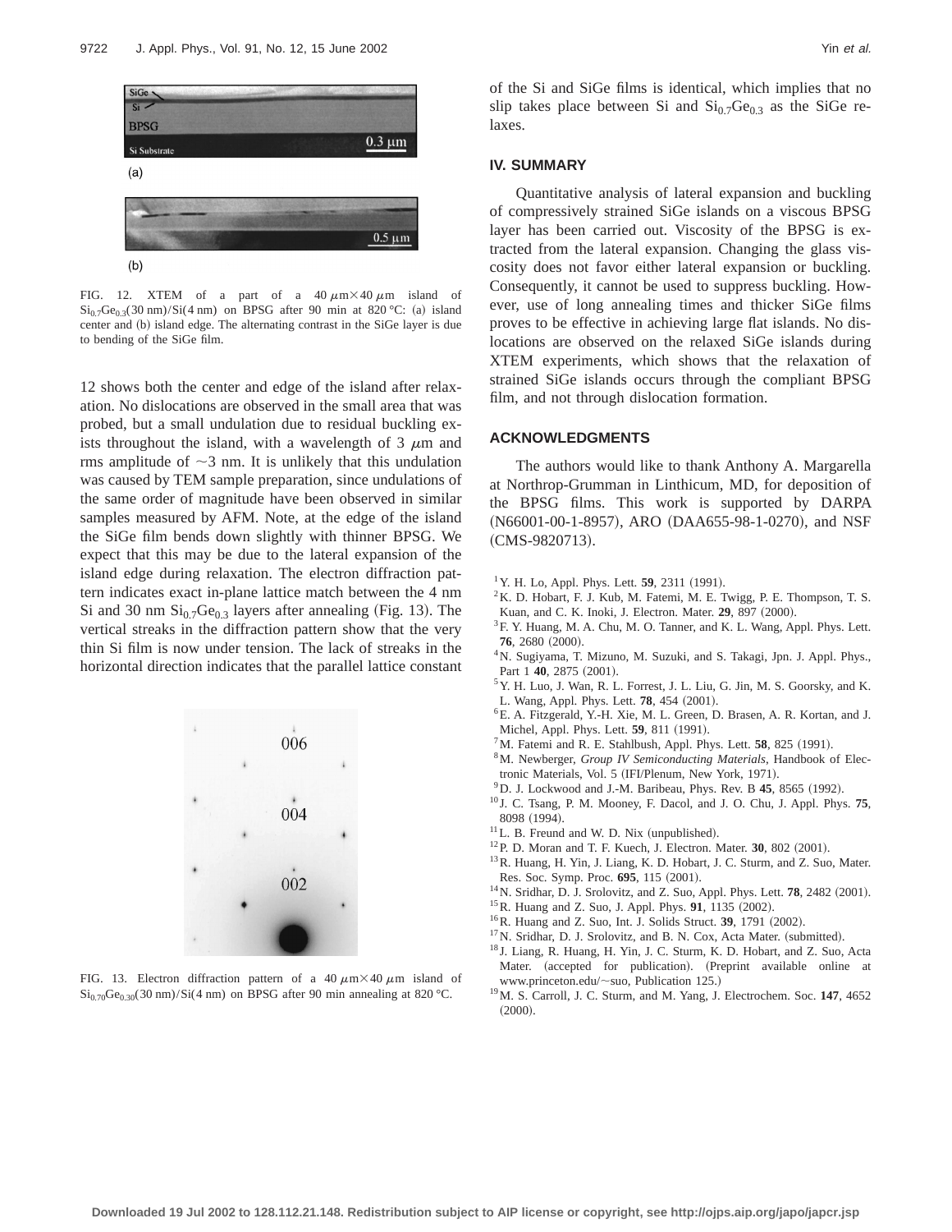FIG. 12. XTEM of a part of a 40 μm×40 μm island of $Si_{0.7}Ge_{0.3}$(30 nm)/Si(4 nm) on BPSG after 90 min at 820 °C: (a) island center and (b) island edge. The alternating contrast in the SiGe layer is due to bending of the SiGe film.

12 shows both the center and edge of the island after relaxation. No dislocations are observed in the small area that was probed, but a small undulation due to residual buckling exists throughout the island, with a wavelength of 3 μm and rms amplitude of ~3 nm. It is unlikely that this undulation was caused by TEM sample preparation, since undulations of the same order of magnitude have been observed in similar samples measured by AFM. Note, at the edge of the island the SiGe film bends down slightly with thinner BPSG. We expect that this may be due to the lateral expansion of the island edge during relaxation. The electron diffraction pattern indicates exact in-plane lattice match between the 4 nm Si and 30 nm $Si_{0.7}Ge_{0.3}$ layers after annealing (Fig. 13). The vertical streaks in the diffraction pattern show that the very thin Si film is now under tension. The lack of streaks in the horizontal direction indicates that the parallel lattice constant of the Si and SiGe films is identical, which implies that no slip takes place between Si and $Si_{0.7}Ge_{0.3}$ as the SiGe relaxes.

FIG. 13. Electron diffraction pattern of a 40 μm×40 μm island of $Si_{0.70}Ge_{0.30}$(30 nm)/Si(4 nm) on BPSG after 90 min annealing at 820 °C.

## IV. SUMMARY

Quantitative analysis of lateral expansion and buckling of compressively strained SiGe islands on a viscous BPSG layer has been carried out. Viscosity of the BPSG is extracted from the lateral expansion. Changing the glass viscosity does not favor either lateral expansion or buckling. Consequently, it cannot be used to suppress buckling. However, use of long annealing times and thicker SiGe films proves to be effective in achieving large flat islands. No dislocations are observed on the relaxed SiGe islands during XTEM experiments, which shows that the relaxation of strained SiGe islands occurs through the compliant BPSG film, and not through dislocation formation.

## ACKNOWLEDGMENTS

The authors would like to thank Anthony A. Margarella at Northrop-Grumman in Linthicum, MD, for deposition of the BPSG films. This work is supported by DARPA (N66001-00-1-8957), ARO (DAA655-98-1-0270), and NSF (CMS-9820713).

[1] Y. H. Lo, Appl. Phys. Lett. **59**, 2311 (1991).
[2] K. D. Hobart, F. J. Kub, M. Fatemi, M. E. Twigg, P. E. Thompson, T. S. Kuan, and C. K. Inoki, J. Electron. Mater. **29**, 897 (2000).
[3] F. Y. Huang, M. A. Chu, M. O. Tanner, and K. L. Wang, Appl. Phys. Lett. **76**, 2680 (2000).
[4] N. Sugiyama, T. Mizuno, M. Suzuki, and S. Takagi, Jpn. J. Appl. Phys., Part 1 **40**, 2875 (2001).
[5] Y. H. Luo, J. Wan, R. L. Forrest, J. L. Liu, G. Jin, M. S. Goorsky, and K. L. Wang, Appl. Phys. Lett. **78**, 454 (2001).
[6] E. A. Fitzgerald, Y.-H. Xie, M. L. Green, D. Brasen, A. R. Kortan, and J. Michel, Appl. Phys. Lett. **59**, 811 (1991).
[7] M. Fatemi and R. E. Stahlbush, Appl. Phys. Lett. **58**, 825 (1991).
[8] M. Newberger, *Group IV Semiconducting Materials*, Handbook of Electronic Materials, Vol. 5 (IFI/Plenum, New York, 1971).
[9] D. J. Lockwood and J.-M. Baribeau, Phys. Rev. B **45**, 8565 (1992).
[10] J. C. Tsang, P. M. Mooney, F. Dacol, and J. O. Chu, J. Appl. Phys. **75**, 8098 (1994).
[11] L. B. Freund and W. D. Nix (unpublished).
[12] P. D. Moran and T. F. Kuech, J. Electron. Mater. **30**, 802 (2001).
[13] R. Huang, H. Yin, J. Liang, K. D. Hobart, J. C. Sturm, and Z. Suo, Mater. Res. Soc. Symp. Proc. **695**, 115 (2001).
[14] N. Sridhar, D. J. Srolovitz, and Z. Suo, Appl. Phys. Lett. **78**, 2482 (2001).
[15] R. Huang and Z. Suo, J. Appl. Phys. **91**, 1135 (2002).
[16] R. Huang and Z. Suo, Int. J. Solids Struct. **39**, 1791 (2002).
[17] N. Sridhar, D. J. Srolovitz, and B. N. Cox, Acta Mater. (submitted).
[18] J. Liang, R. Huang, H. Yin, J. C. Sturm, K. D. Hobart, and Z. Suo, Acta Mater. (accepted for publication). (Preprint available online at www.princeton.edu/~suo, Publication 125.)
[19] M. S. Carroll, J. C. Sturm, and M. Yang, J. Electrochem. Soc. **147**, 4652 (2000).